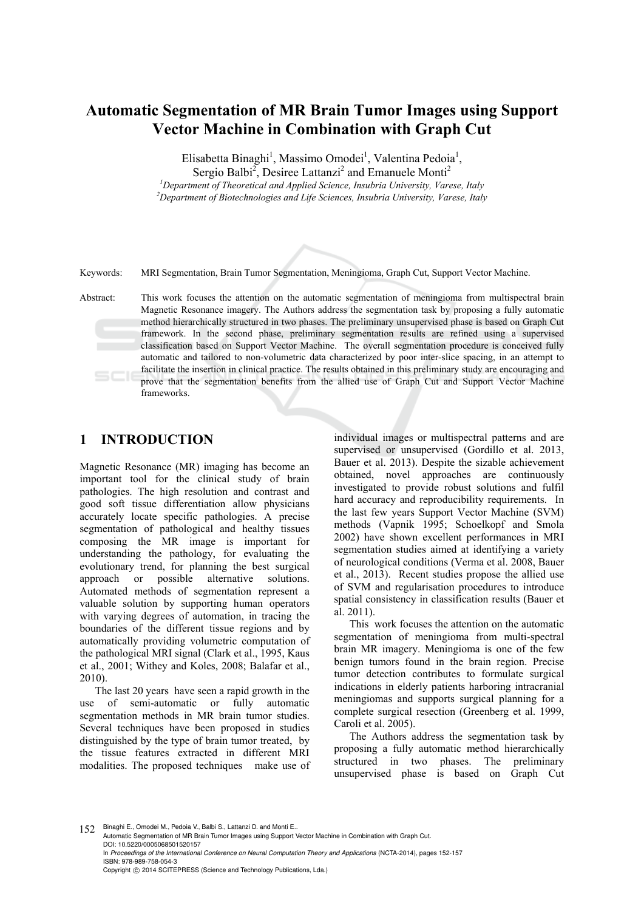# Automatic Segmentation of MR Brain Tumor Images using Support Vector Machine in Combination with Graph Cut

Elisabetta Binaghi[1], Massimo Omodei[1], Valentina Pedoia[1], Sergio Balbi[2], Desiree Lattanzi[2] and Emanuele Monti[2]

[1]*Department of Theoretical and Applied Science, Insubria University, Varese, Italy*
[2]*Department of Biotechnologies and Life Sciences, Insubria University, Varese, Italy*

Keywords: MRI Segmentation, Brain Tumor Segmentation, Meningioma, Graph Cut, Support Vector Machine.

Abstract: This work focuses the attention on the automatic segmentation of meningioma from multispectral brain Magnetic Resonance imagery. The Authors address the segmentation task by proposing a fully automatic method hierarchically structured in two phases. The preliminary unsupervised phase is based on Graph Cut framework. In the second phase, preliminary segmentation results are refined using a supervised classification based on Support Vector Machine. The overall segmentation procedure is conceived fully automatic and tailored to non-volumetric data characterized by poor inter-slice spacing, in an attempt to facilitate the insertion in clinical practice. The results obtained in this preliminary study are encouraging and prove that the segmentation benefits from the allied use of Graph Cut and Support Vector Machine frameworks.

## 1 INTRODUCTION

Magnetic Resonance (MR) imaging has become an important tool for the clinical study of brain pathologies. The high resolution and contrast and good soft tissue differentiation allow physicians accurately locate specific pathologies. A precise segmentation of pathological and healthy tissues composing the MR image is important for understanding the pathology, for evaluating the evolutionary trend, for planning the best surgical approach or possible alternative solutions. Automated methods of segmentation represent a valuable solution by supporting human operators with varying degrees of automation, in tracing the boundaries of the different tissue regions and by automatically providing volumetric computation of the pathological MRI signal (Clark et al., 1995, Kaus et al., 2001; Withey and Koles, 2008; Balafar et al., 2010).

The last 20 years have seen a rapid growth in the use of semi-automatic or fully automatic segmentation methods in MR brain tumor studies. Several techniques have been proposed in studies distinguished by the type of brain tumor treated, by the tissue features extracted in different MRI modalities. The proposed techniques make use of individual images or multispectral patterns and are supervised or unsupervised (Gordillo et al. 2013, Bauer et al. 2013). Despite the sizable achievement obtained, novel approaches are continuously investigated to provide robust solutions and fulfil hard accuracy and reproducibility requirements. In the last few years Support Vector Machine (SVM) methods (Vapnik 1995; Schoelkopf and Smola 2002) have shown excellent performances in MRI segmentation studies aimed at identifying a variety of neurological conditions (Verma et al. 2008, Bauer et al., 2013). Recent studies propose the allied use of SVM and regularisation procedures to introduce spatial consistency in classification results (Bauer et al. 2011).

This work focuses the attention on the automatic segmentation of meningioma from multi-spectral brain MR imagery. Meningioma is one of the few benign tumors found in the brain region. Precise tumor detection contributes to formulate surgical indications in elderly patients harboring intracranial meningiomas and supports surgical planning for a complete surgical resection (Greenberg et al. 1999, Caroli et al. 2005).

The Authors address the segmentation task by proposing a fully automatic method hierarchically structured in two phases. The preliminary unsupervised phase is based on Graph Cut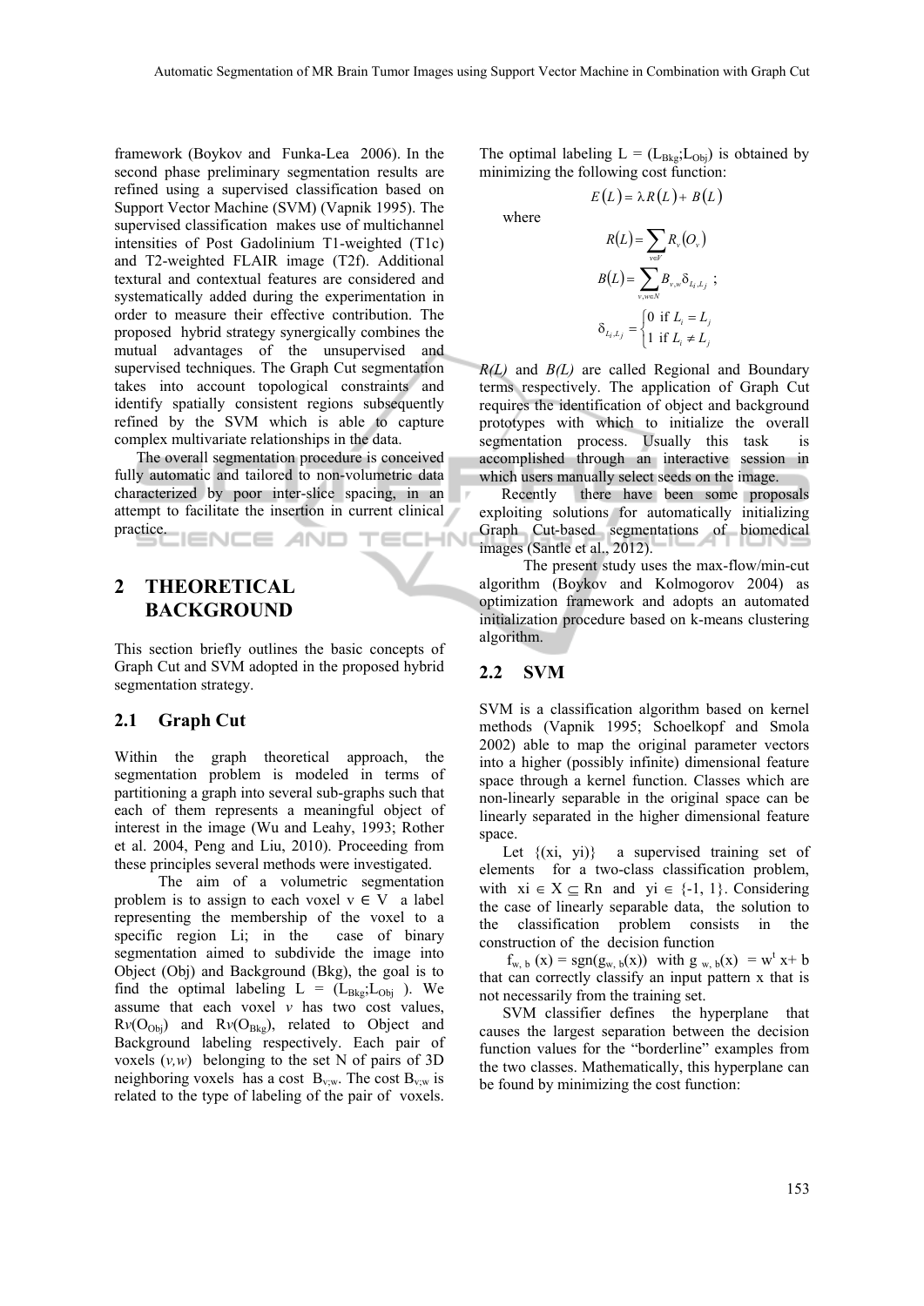framework (Boykov and Funka-Lea 2006). In the second phase preliminary segmentation results are refined using a supervised classification based on Support Vector Machine (SVM) (Vapnik 1995). The supervised classification makes use of multichannel intensities of Post Gadolinium T1-weighted (T1c) and T2-weighted FLAIR image (T2f). Additional textural and contextual features are considered and systematically added during the experimentation in order to measure their effective contribution. The proposed hybrid strategy synergically combines the mutual advantages of the unsupervised and supervised techniques. The Graph Cut segmentation takes into account topological constraints and identify spatially consistent regions subsequently refined by the SVM which is able to capture complex multivariate relationships in the data.

The overall segmentation procedure is conceived fully automatic and tailored to non-volumetric data characterized by poor inter-slice spacing, in an attempt to facilitate the insertion in current clinical practice.

## 2 THEORETICAL BACKGROUND

This section briefly outlines the basic concepts of Graph Cut and SVM adopted in the proposed hybrid segmentation strategy.

### 2.1 Graph Cut

Within the graph theoretical approach, the segmentation problem is modeled in terms of partitioning a graph into several sub-graphs such that each of them represents a meaningful object of interest in the image (Wu and Leahy, 1993; Rother et al. 2004, Peng and Liu, 2010). Proceeding from these principles several methods were investigated.

The aim of a volumetric segmentation problem is to assign to each voxel $v \in V$ a label representing the membership of the voxel to a specific region $L_i$; in the case of binary segmentation aimed to subdivide the image into Object (Obj) and Background (Bkg), the goal is to find the optimal labeling $L = (L_{Bkg};L_{Obj})$. We assume that each voxel *v* has two cost values, $R_v(O_{Obj})$ and $R_v(O_{Bkg})$, related to Object and Background labeling respectively. Each pair of voxels $(v,w)$ belonging to the set N of pairs of 3D neighboring voxels has a cost $B_{v;w}$. The cost $B_{v;w}$ is related to the type of labeling of the pair of voxels. The optimal labeling $L = (L_{Bkg};L_{Obj})$ is obtained by minimizing the following cost function:

$$E(L) = \lambda R(L) + B(L)$$

where

$$R(L) = \sum_{v \in V} R_v(O_v)$$

$$B(L) = \sum_{v,w \in N} B_{v,w} \delta_{L_i,L_j} \; ;$$

$$\delta_{L_i,L_j} = \begin{cases} 0 \text{ if } L_i = L_j \\ 1 \text{ if } L_i \neq L_j \end{cases}$$

*R(L)* and *B(L)* are called Regional and Boundary terms respectively. The application of Graph Cut requires the identification of object and background prototypes with which to initialize the overall segmentation process. Usually this task is accomplished through an interactive session in which users manually select seeds on the image.

Recently there have been some proposals exploiting solutions for automatically initializing Graph Cut-based segmentations of biomedical images (Santle et al., 2012).

The present study uses the max-flow/min-cut algorithm (Boykov and Kolmogorov 2004) as optimization framework and adopts an automated initialization procedure based on k-means clustering algorithm.

### 2.2 SVM

SVM is a classification algorithm based on kernel methods (Vapnik 1995; Schoelkopf and Smola 2002) able to map the original parameter vectors into a higher (possibly infinite) dimensional feature space through a kernel function. Classes which are non-linearly separable in the original space can be linearly separated in the higher dimensional feature space.

Let $\{(x_i, y_i)\}$ a supervised training set of elements for a two-class classification problem, with $x_i \in X \subseteq R^n$ and $y_i \in \{-1, 1\}$. Considering the case of linearly separable data, the solution to the classification problem consists in the construction of the decision function

$f_{w,b}(x) = \text{sgn}(g_{w,b}(x))$ with $g_{w,b}(x) = w^t x + b$ that can correctly classify an input pattern x that is not necessarily from the training set.

SVM classifier defines the hyperplane that causes the largest separation between the decision function values for the "borderline" examples from the two classes. Mathematically, this hyperplane can be found by minimizing the cost function: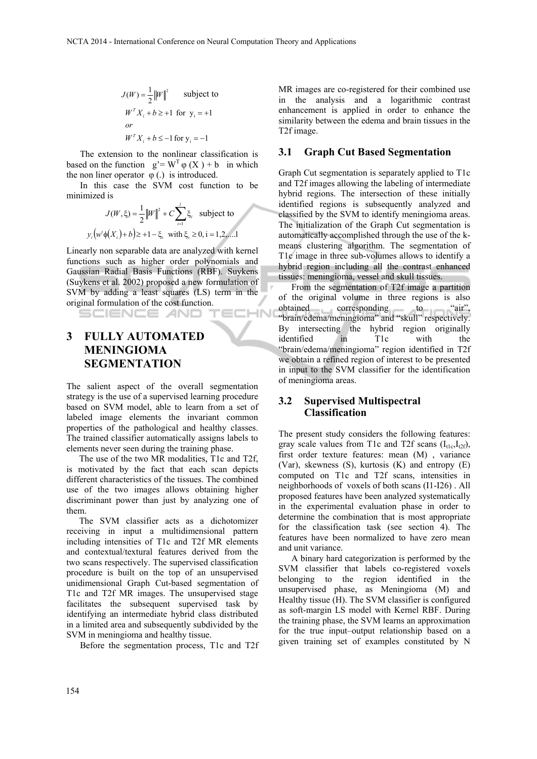$$J(W) = \frac{1}{2}\|W\|^2 \quad \text{subject to}$$

$$W^T X_i + b \geq +1 \text{ for } y_i = +1$$

$$or$$

$$W^T X_i + b \leq -1 \text{ for } y_i = -1$$

The extension to the nonlinear classification is based on the function $g' = W^T \varphi(X) + b$ in which the non liner operator $\varphi(.)$ is introduced.

In this case the SVM cost function to be minimized is

$$J(W, \xi) = \frac{1}{2}\|W\|^2 + C\sum_{i=1}^{l} \xi_i \quad \text{subject to}$$

$$y_i\left(w^t \phi(X_i) + b\right) \geq +1 - \xi_i \quad \text{with } \xi_i \geq 0, \; i = 1,2,\ldots l$$

Linearly non separable data are analyzed with kernel functions such as higher order polynomials and Gaussian Radial Basis Functions (RBF). Suykens (Suykens et al. 2002) proposed a new formulation of SVM by adding a least squares (LS) term in the original formulation of the cost function.

# 3 FULLY AUTOMATED MENINGIOMA SEGMENTATION

The salient aspect of the overall segmentation strategy is the use of a supervised learning procedure based on SVM model, able to learn from a set of labeled image elements the invariant common properties of the pathological and healthy classes. The trained classifier automatically assigns labels to elements never seen during the training phase.

The use of the two MR modalities, T1c and T2f, is motivated by the fact that each scan depicts different characteristics of the tissues. The combined use of the two images allows obtaining higher discriminant power than just by analyzing one of them.

The SVM classifier acts as a dichotomizer receiving in input a multidimensional pattern including intensities of T1c and T2f MR elements and contextual/textural features derived from the two scans respectively. The supervised classification procedure is built on the top of an unsupervised unidimensional Graph Cut-based segmentation of T1c and T2f MR images. The unsupervised stage facilitates the subsequent supervised task by identifying an intermediate hybrid class distributed in a limited area and subsequently subdivided by the SVM in meningioma and healthy tissue.

Before the segmentation process, T1c and T2f MR images are co-registered for their combined use in the analysis and a logarithmic contrast enhancement is applied in order to enhance the similarity between the edema and brain tissues in the T2f image.

## 3.1 Graph Cut Based Segmentation

Graph Cut segmentation is separately applied to T1c and T2f images allowing the labeling of intermediate hybrid regions. The intersection of these initially identified regions is subsequently analyzed and classified by the SVM to identify meningioma areas. The initialization of the Graph Cut segmentation is automatically accomplished through the use of the k-means clustering algorithm. The segmentation of T1c image in three sub-volumes allows to identify a hybrid region including all the contrast enhanced tissues: meningioma, vessel and skull tissues.

From the segmentation of T2f image a partition of the original volume in three regions is also obtained corresponding to "air", "brain/edema/meningioma" and "skull" respectively. By intersecting the hybrid region originally identified in T1c with the "brain/edema/meningioma" region identified in T2f we obtain a refined region of interest to be presented in input to the SVM classifier for the identification of meningioma areas.

## 3.2 Supervised Multispectral Classification

The present study considers the following features: gray scale values from T1c and T2f scans ($I_{t1c}$,$I_{t2f}$), first order texture features: mean (M) , variance (Var), skewness (S), kurtosis (K) and entropy (E) computed on T1c and T2f scans, intensities in neighborhoods of voxels of both scans (I1-I26) . All proposed features have been analyzed systematically in the experimental evaluation phase in order to determine the combination that is most appropriate for the classification task (see section 4). The features have been normalized to have zero mean and unit variance.

A binary hard categorization is performed by the SVM classifier that labels co-registered voxels belonging to the region identified in the unsupervised phase, as Meningioma (M) and Healthy tissue (H). The SVM classifier is configured as soft-margin LS model with Kernel RBF. During the training phase, the SVM learns an approximation for the true input–output relationship based on a given training set of examples constituted by N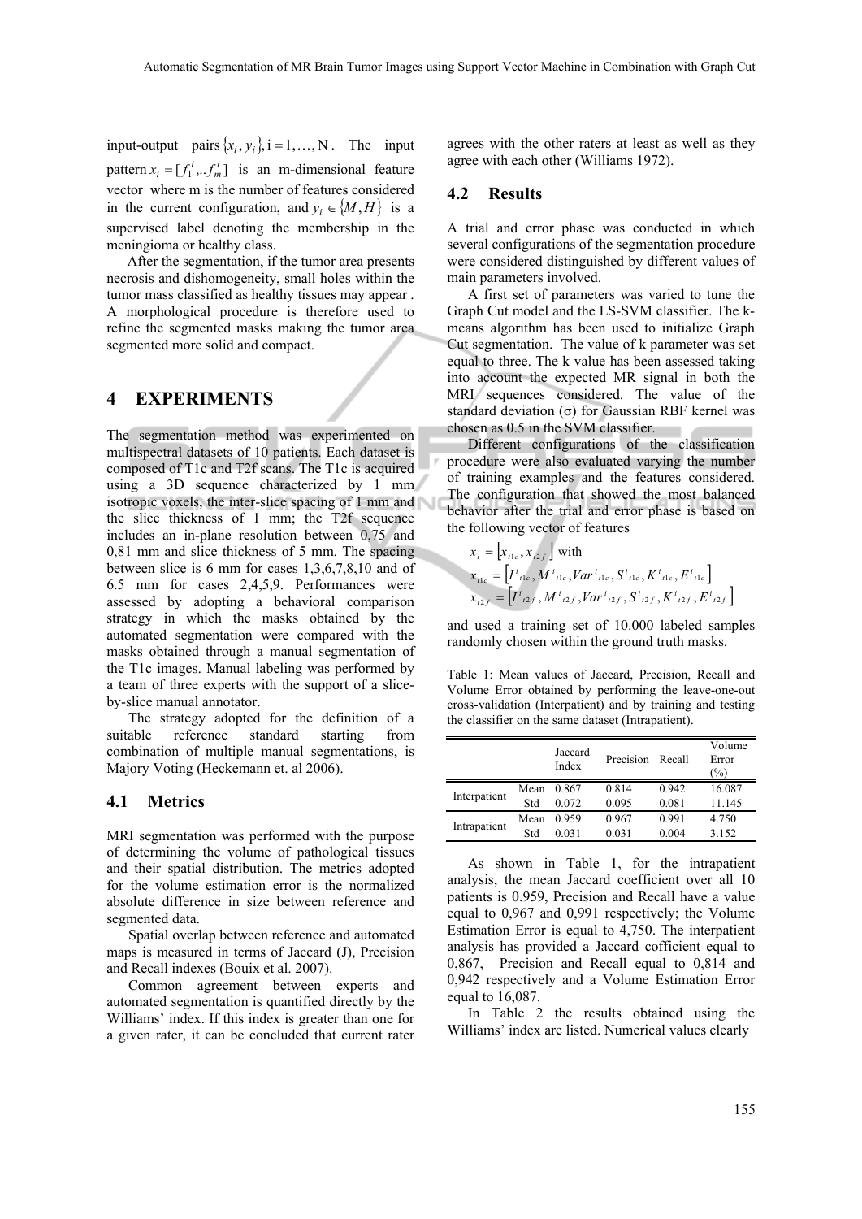input-output pairs $\{x_i, y_i\}, i = 1,\ldots, N$. The input pattern $x_i = [f_1^i,..f_m^i]$ is an m-dimensional feature vector where m is the number of features considered in the current configuration, and $y_i \in \{M, H\}$ is a supervised label denoting the membership in the meningioma or healthy class.

After the segmentation, if the tumor area presents necrosis and dishomogeneity, small holes within the tumor mass classified as healthy tissues may appear . A morphological procedure is therefore used to refine the segmented masks making the tumor area segmented more solid and compact.

# 4 EXPERIMENTS

The segmentation method was experimented on multispectral datasets of 10 patients. Each dataset is composed of T1c and T2f scans. The T1c is acquired using a 3D sequence characterized by 1 mm isotropic voxels, the inter-slice spacing of 1 mm and the slice thickness of 1 mm; the T2f sequence includes an in-plane resolution between 0,75 and 0,81 mm and slice thickness of 5 mm. The spacing between slice is 6 mm for cases 1,3,6,7,8,10 and of 6.5 mm for cases 2,4,5,9. Performances were assessed by adopting a behavioral comparison strategy in which the masks obtained by the automated segmentation were compared with the masks obtained through a manual segmentation of the T1c images. Manual labeling was performed by a team of three experts with the support of a slice-by-slice manual annotator.

The strategy adopted for the definition of a suitable reference standard starting from combination of multiple manual segmentations, is Majory Voting (Heckemann et. al 2006).

## 4.1 Metrics

MRI segmentation was performed with the purpose of determining the volume of pathological tissues and their spatial distribution. The metrics adopted for the volume estimation error is the normalized absolute difference in size between reference and segmented data.

Spatial overlap between reference and automated maps is measured in terms of Jaccard (J), Precision and Recall indexes (Bouix et al. 2007).

Common agreement between experts and automated segmentation is quantified directly by the Williams' index. If this index is greater than one for a given rater, it can be concluded that current rater agrees with the other raters at least as well as they agree with each other (Williams 1972).

## 4.2 Results

A trial and error phase was conducted in which several configurations of the segmentation procedure were considered distinguished by different values of main parameters involved.

A first set of parameters was varied to tune the Graph Cut model and the LS-SVM classifier. The k-means algorithm has been used to initialize Graph Cut segmentation. The value of k parameter was set equal to three. The k value has been assessed taking into account the expected MR signal in both the MRI sequences considered. The value of the standard deviation (σ) for Gaussian RBF kernel was chosen as 0.5 in the SVM classifier.

Different configurations of the classification procedure were also evaluated varying the number of training examples and the features considered. The configuration that showed the most balanced behavior after the trial and error phase is based on the following vector of features

$$x_i = [x_{t1c}, x_{t2f}] \text{ with}$$
$$x_{t1c} = [I^i{}_{t1c}, M^i{}_{t1c}, Var^i{}_{t1c}, S^i{}_{t1c}, K^i{}_{t1c}, E^i{}_{t1c}]$$
$$x_{t2f} = [I^i{}_{t2f}, M^i{}_{t2f}, Var^i{}_{t2f}, S^i{}_{t2f}, K^i{}_{t2f}, E^i{}_{t2f}]$$

and used a training set of 10.000 labeled samples randomly chosen within the ground truth masks.

Table 1: Mean values of Jaccard, Precision, Recall and Volume Error obtained by performing the leave-one-out cross-validation (Interpatient) and by training and testing the classifier on the same dataset (Intrapatient).

| | | Jaccard Index | Precision | Recall | Volume Error (%) |
|---|---|---|---|---|---|
| Interpatient | Mean | 0.867 | 0.814 | 0.942 | 16.087 |
| | Std | 0.072 | 0.095 | 0.081 | 11.145 |
| Intrapatient | Mean | 0.959 | 0.967 | 0.991 | 4.750 |
| | Std | 0.031 | 0.031 | 0.004 | 3.152 |

As shown in Table 1, for the intrapatient analysis, the mean Jaccard coefficient over all 10 patients is 0.959, Precision and Recall have a value equal to 0,967 and 0,991 respectively; the Volume Estimation Error is equal to 4,750. The interpatient analysis has provided a Jaccard cofficient equal to 0,867, Precision and Recall equal to 0,814 and 0,942 respectively and a Volume Estimation Error equal to 16,087.

In Table 2 the results obtained using the Williams' index are listed. Numerical values clearly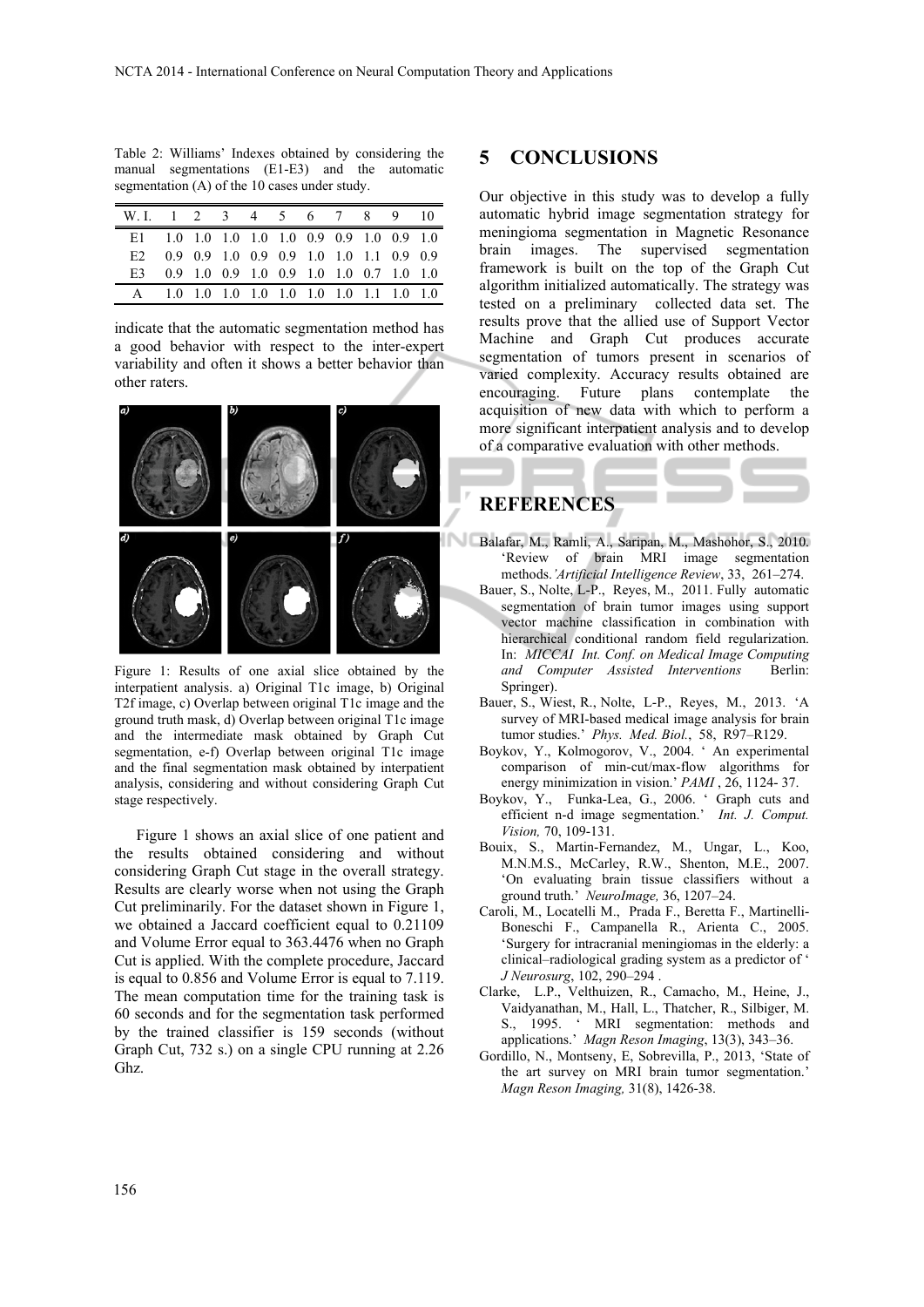Table 2: Williams' Indexes obtained by considering the manual segmentations (E1-E3) and the automatic segmentation (A) of the 10 cases under study.

| W. I. | 1 | 2 | 3 | 4 | 5 | 6 | 7 | 8 | 9 | 10 |
|---|---|---|---|---|---|---|---|---|---|---|
| E1 | 1.0 | 1.0 | 1.0 | 1.0 | 1.0 | 0.9 | 0.9 | 1.0 | 0.9 | 1.0 |
| E2 | 0.9 | 0.9 | 1.0 | 0.9 | 0.9 | 1.0 | 1.0 | 1.1 | 0.9 | 0.9 |
| E3 | 0.9 | 1.0 | 0.9 | 1.0 | 0.9 | 1.0 | 1.0 | 0.7 | 1.0 | 1.0 |
| A | 1.0 | 1.0 | 1.0 | 1.0 | 1.0 | 1.0 | 1.0 | 1.1 | 1.0 | 1.0 |

indicate that the automatic segmentation method has a good behavior with respect to the inter-expert variability and often it shows a better behavior than other raters.

Figure 1: Results of one axial slice obtained by the interpatient analysis. a) Original T1c image, b) Original T2f image, c) Overlap between original T1c image and the ground truth mask, d) Overlap between original T1c image and the intermediate mask obtained by Graph Cut segmentation, e-f) Overlap between original T1c image and the final segmentation mask obtained by interpatient analysis, considering and without considering Graph Cut stage respectively.

Figure 1 shows an axial slice of one patient and the results obtained considering and without considering Graph Cut stage in the overall strategy. Results are clearly worse when not using the Graph Cut preliminarily. For the dataset shown in Figure 1, we obtained a Jaccard coefficient equal to 0.21109 and Volume Error equal to 363.4476 when no Graph Cut is applied. With the complete procedure, Jaccard is equal to 0.856 and Volume Error is equal to 7.119. The mean computation time for the training task is 60 seconds and for the segmentation task performed by the trained classifier is 159 seconds (without Graph Cut, 732 s.) on a single CPU running at 2.26 Ghz.

## 5 CONCLUSIONS

Our objective in this study was to develop a fully automatic hybrid image segmentation strategy for meningioma segmentation in Magnetic Resonance brain images. The supervised segmentation framework is built on the top of the Graph Cut algorithm initialized automatically. The strategy was tested on a preliminary collected data set. The results prove that the allied use of Support Vector Machine and Graph Cut produces accurate segmentation of tumors present in scenarios of varied complexity. Accuracy results obtained are encouraging. Future plans contemplate the acquisition of new data with which to perform a more significant interpatient analysis and to develop of a comparative evaluation with other methods.

## REFERENCES

Balafar, M., Ramli, A., Saripan, M., Mashohor, S., 2010. 'Review of brain MRI image segmentation methods.'*Artificial Intelligence Review*, 33, 261–274.

Bauer, S., Nolte, L-P., Reyes, M., 2011. Fully automatic segmentation of brain tumor images using support vector machine classification in combination with hierarchical conditional random field regularization. In: *MICCAI Int. Conf. on Medical Image Computing and Computer Assisted Interventions* Berlin: Springer).

Bauer, S., Wiest, R., Nolte, L-P., Reyes, M., 2013. 'A survey of MRI-based medical image analysis for brain tumor studies.' *Phys. Med. Biol.*, 58, R97–R129.

Boykov, Y., Kolmogorov, V., 2004. ' An experimental comparison of min-cut/max-flow algorithms for energy minimization in vision.' *PAMI* , 26, 1124- 37.

Boykov, Y., Funka-Lea, G., 2006. ' Graph cuts and efficient n-d image segmentation.' *Int. J. Comput. Vision,* 70, 109-131.

Bouix, S., Martin-Fernandez, M., Ungar, L., Koo, M.N.M.S., McCarley, R.W., Shenton, M.E., 2007. 'On evaluating brain tissue classifiers without a ground truth.' *NeuroImage,* 36, 1207–24.

Caroli, M., Locatelli M., Prada F., Beretta F., Martinelli-Boneschi F., Campanella R., Arienta C., 2005. 'Surgery for intracranial meningiomas in the elderly: a clinical–radiological grading system as a predictor of ' *J Neurosurg*, 102, 290–294 .

Clarke, L.P., Velthuizen, R., Camacho, M., Heine, J., Vaidyanathan, M., Hall, L., Thatcher, R., Silbiger, M. S., 1995. ' MRI segmentation: methods and applications.' *Magn Reson Imaging*, 13(3), 343–36.

Gordillo, N., Montseny, E, Sobrevilla, P., 2013, 'State of the art survey on MRI brain tumor segmentation.' *Magn Reson Imaging,* 31(8), 1426-38.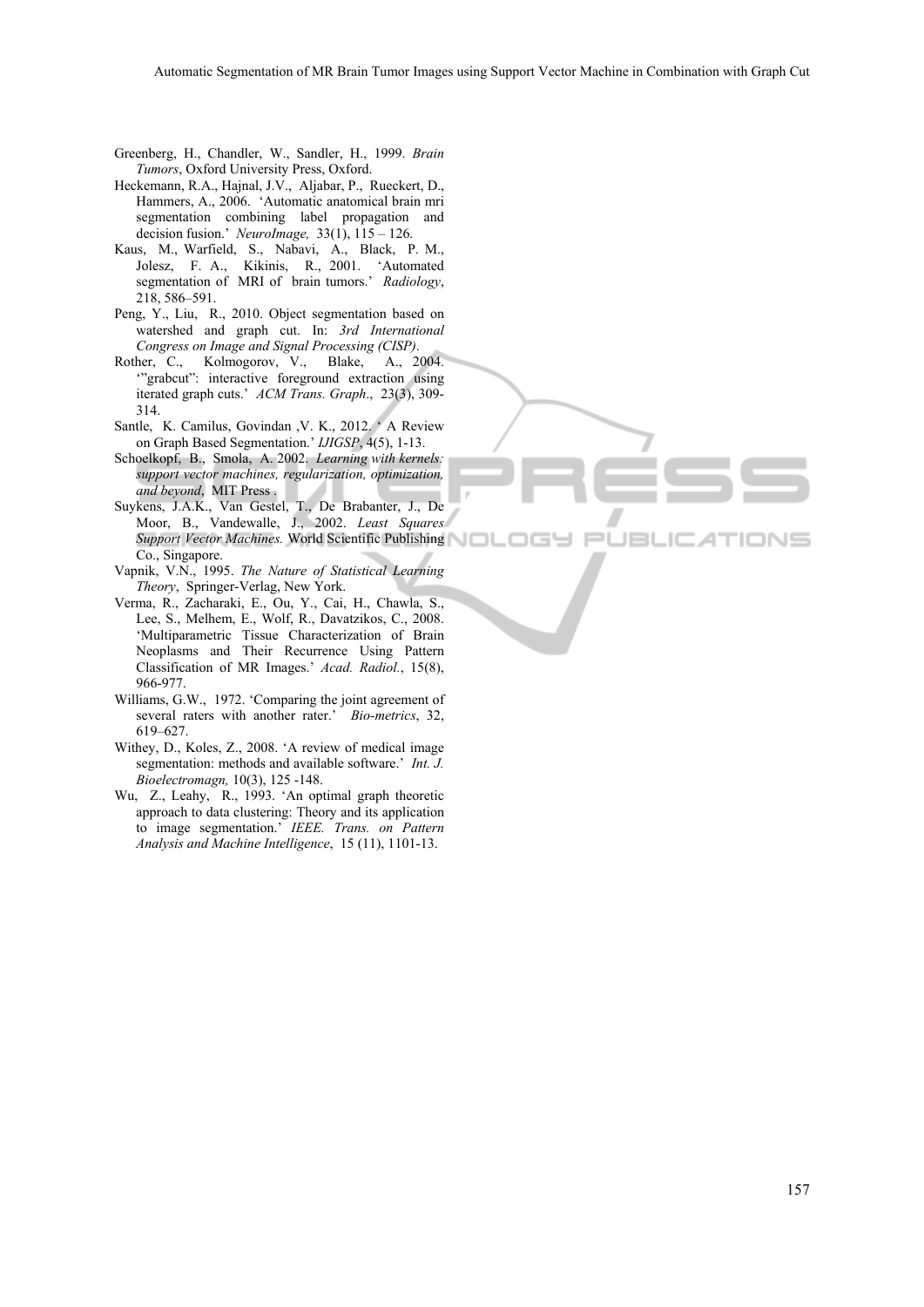Greenberg, H., Chandler, W., Sandler, H., 1999. *Brain Tumors*, Oxford University Press, Oxford.

Heckemann, R.A., Hajnal, J.V., Aljabar, P., Rueckert, D., Hammers, A., 2006. 'Automatic anatomical brain mri segmentation combining label propagation and decision fusion.' *NeuroImage,* 33(1), 115 – 126.

Kaus, M., Warfield, S., Nabavi, A., Black, P. M., Jolesz, F. A., Kikinis, R., 2001. 'Automated segmentation of MRI of brain tumors.' *Radiology*, 218, 586–591.

Peng, Y., Liu, R., 2010. Object segmentation based on watershed and graph cut. In: *3rd International Congress on Image and Signal Processing (CISP)*.

Rother, C., Kolmogorov, V., Blake, A., 2004. '"grabcut": interactive foreground extraction using iterated graph cuts.' *ACM Trans. Graph*., 23(3), 309-314.

Santle, K. Camilus, Govindan ,V. K., 2012. ' A Review on Graph Based Segmentation.' *IJIGSP*, 4(5), 1-13.

Schoelkopf, B., Smola, A. 2002. *Learning with kernels: support vector machines, regularization, optimization, and beyond*, MIT Press .

Suykens, J.A.K., Van Gestel, T., De Brabanter, J., De Moor, B., Vandewalle, J., 2002. *Least Squares Support Vector Machines.* World Scientific Publishing Co., Singapore.

Vapnik, V.N., 1995. *The Nature of Statistical Learning Theory*, Springer-Verlag, New York.

Verma, R., Zacharaki, E., Ou, Y., Cai, H., Chawla, S., Lee, S., Melhem, E., Wolf, R., Davatzikos, C., 2008. 'Multiparametric Tissue Characterization of Brain Neoplasms and Their Recurrence Using Pattern Classification of MR Images.' *Acad. Radiol.*, 15(8), 966-977.

Williams, G.W., 1972. 'Comparing the joint agreement of several raters with another rater.' *Bio-metrics*, 32, 619–627.

Withey, D., Koles, Z., 2008. 'A review of medical image segmentation: methods and available software.' *Int. J. Bioelectromagn,* 10(3), 125 -148.

Wu, Z., Leahy, R., 1993. 'An optimal graph theoretic approach to data clustering: Theory and its application to image segmentation.' *IEEE. Trans. on Pattern Analysis and Machine Intelligence*, 15 (11), 1101-13.